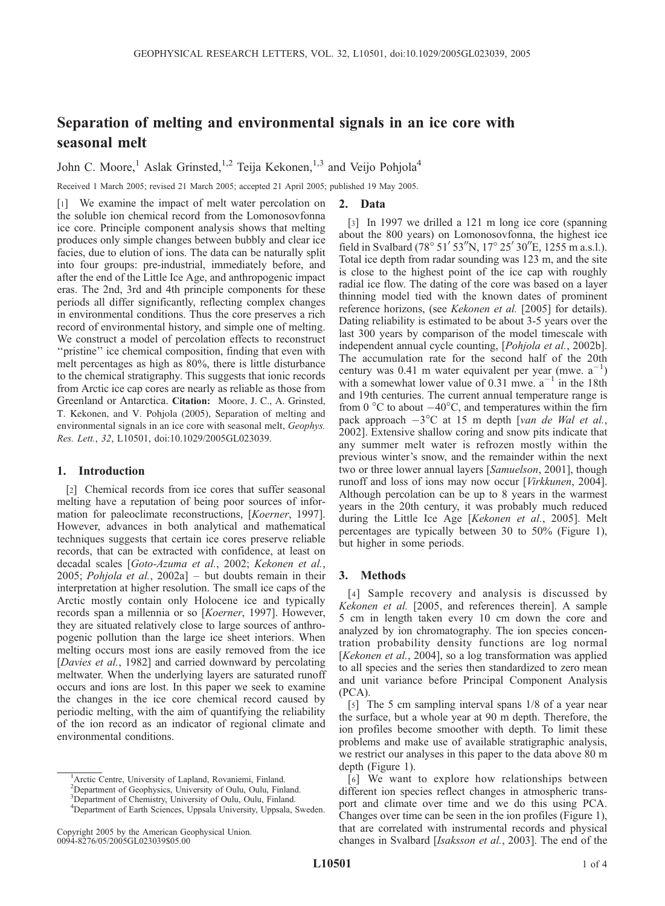# Separation of melting and environmental signals in an ice core with seasonal melt

John C. Moore,[1] Aslak Grinsted,[1,2] Teija Kekonen,[1,3] and Veijo Pohjola[4]

Received 1 March 2005; revised 21 March 2005; accepted 21 April 2005; published 19 May 2005.

[1] We examine the impact of melt water percolation on the soluble ion chemical record from the Lomonosovfonna ice core. Principle component analysis shows that melting produces only simple changes between bubbly and clear ice facies, due to elution of ions. The data can be naturally split into four groups: pre-industrial, immediately before, and after the end of the Little Ice Age, and anthropogenic impact eras. The 2nd, 3rd and 4th principle components for these periods all differ significantly, reflecting complex changes in environmental conditions. Thus the core preserves a rich record of environmental history, and simple one of melting. We construct a model of percolation effects to reconstruct ''pristine'' ice chemical composition, finding that even with melt percentages as high as 80%, there is little disturbance to the chemical stratigraphy. This suggests that ionic records from Arctic ice cap cores are nearly as reliable as those from Greenland or Antarctica. **Citation:** Moore, J. C., A. Grinsted, T. Kekonen, and V. Pohjola (2005), Separation of melting and environmental signals in an ice core with seasonal melt, *Geophys. Res. Lett.*, *32*, L10501, doi:10.1029/2005GL023039.

## 1. Introduction

[2] Chemical records from ice cores that suffer seasonal melting have a reputation of being poor sources of information for paleoclimate reconstructions, [*Koerner*, 1997]. However, advances in both analytical and mathematical techniques suggests that certain ice cores preserve reliable records, that can be extracted with confidence, at least on decadal scales [*Goto-Azuma et al.*, 2002; *Kekonen et al.*, 2005; *Pohjola et al.*, 2002a] – but doubts remain in their interpretation at higher resolution. The small ice caps of the Arctic mostly contain only Holocene ice and typically records span a millennia or so [*Koerner*, 1997]. However, they are situated relatively close to large sources of anthropogenic pollution than the large ice sheet interiors. When melting occurs most ions are easily removed from the ice [*Davies et al.*, 1982] and carried downward by percolating meltwater. When the underlying layers are saturated runoff occurs and ions are lost. In this paper we seek to examine the changes in the ice core chemical record caused by periodic melting, with the aim of quantifying the reliability of the ion record as an indicator of regional climate and environmental conditions.

## 2. Data

[3] In 1997 we drilled a 121 m long ice core (spanning about the 800 years) on Lomonosovfonna, the highest ice field in Svalbard (78° 51′ 53″N, 17° 25′ 30″E, 1255 m a.s.l.). Total ice depth from radar sounding was 123 m, and the site is close to the highest point of the ice cap with roughly radial ice flow. The dating of the core was based on a layer thinning model tied with the known dates of prominent reference horizons, (see *Kekonen et al.* [2005] for details). Dating reliability is estimated to be about 3-5 years over the last 300 years by comparison of the model timescale with independent annual cycle counting, [*Pohjola et al.*, 2002b]. The accumulation rate for the second half of the 20th century was 0.41 m water equivalent per year (mwe. $a^{-1}$) with a somewhat lower value of 0.31 mwe. $a^{-1}$ in the 18th and 19th centuries. The current annual temperature range is from 0 °C to about −40°C, and temperatures within the firn pack approach −3°C at 15 m depth [*van de Wal et al.*, 2002]. Extensive shallow coring and snow pits indicate that any summer melt water is refrozen mostly within the previous winter's snow, and the remainder within the next two or three lower annual layers [*Samuelson*, 2001], though runoff and loss of ions may now occur [*Virkkunen*, 2004]. Although percolation can be up to 8 years in the warmest years in the 20th century, it was probably much reduced during the Little Ice Age [*Kekonen et al.*, 2005]. Melt percentages are typically between 30 to 50% (Figure 1), but higher in some periods.

## 3. Methods

[4] Sample recovery and analysis is discussed by *Kekonen et al.* [2005, and references therein]. A sample 5 cm in length taken every 10 cm down the core and analyzed by ion chromatography. The ion species concentration probability density functions are log normal [*Kekonen et al.*, 2004], so a log transformation was applied to all species and the series then standardized to zero mean and unit variance before Principal Component Analysis (PCA).

[5] The 5 cm sampling interval spans 1/8 of a year near the surface, but a whole year at 90 m depth. Therefore, the ion profiles become smoother with depth. To limit these problems and make use of available stratigraphic analysis, we restrict our analyses in this paper to the data above 80 m depth (Figure 1).

[6] We want to explore how relationships between different ion species reflect changes in atmospheric transport and climate over time and we do this using PCA. Changes over time can be seen in the ion profiles (Figure 1), that are correlated with instrumental records and physical changes in Svalbard [*Isaksson et al.*, 2003]. The end of the

[1]Arctic Centre, University of Lapland, Rovaniemi, Finland.
[2]Department of Geophysics, University of Oulu, Oulu, Finland.
[3]Department of Chemistry, University of Oulu, Oulu, Finland.
[4]Department of Earth Sciences, Uppsala University, Uppsala, Sweden.

Copyright 2005 by the American Geophysical Union.
0094-8276/05/2005GL023039$05.00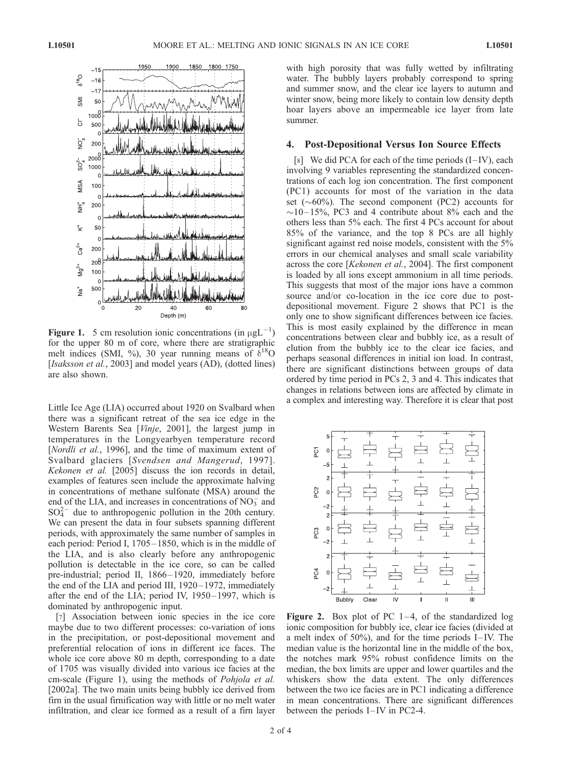**Figure 1.** 5 cm resolution ionic concentrations (in $\mu gL^{-1}$) for the upper 80 m of core, where there are stratigraphic melt indices (SMI, %), 30 year running means of $\delta^{18}O$ [*Isaksson et al.*, 2003] and model years (AD), (dotted lines) are also shown.

Little Ice Age (LIA) occurred about 1920 on Svalbard when there was a significant retreat of the sea ice edge in the Western Barents Sea [*Vinje*, 2001], the largest jump in temperatures in the Longyearbyen temperature record [*Nordli et al.*, 1996], and the time of maximum extent of Svalbard glaciers [*Svendsen and Mangerud*, 1997]. *Kekonen et al.* [2005] discuss the ion records in detail, examples of features seen include the approximate halving in concentrations of methane sulfonate (MSA) around the end of the LIA, and increases in concentrations of $NO_3^-$ and $SO_4^{2-}$ due to anthropogenic pollution in the 20th century. We can present the data in four subsets spanning different periods, with approximately the same number of samples in each period: Period I, 1705–1850, which is in the middle of the LIA, and is also clearly before any anthropogenic pollution is detectable in the ice core, so can be called pre-industrial; period II, 1866–1920, immediately before the end of the LIA and period III, 1920–1972, immediately after the end of the LIA; period IV, 1950–1997, which is dominated by anthropogenic input.

[7] Association between ionic species in the ice core maybe due to two different processes: co-variation of ions in the precipitation, or post-depositional movement and preferential relocation of ions in different ice faces. The whole ice core above 80 m depth, corresponding to a date of 1705 was visually divided into various ice facies at the cm-scale (Figure 1), using the methods of *Pohjola et al.* [2002a]. The two main units being bubbly ice derived from firn in the usual firnification way with little or no melt water infiltration, and clear ice formed as a result of a firn layer with high porosity that was fully wetted by infiltrating water. The bubbly layers probably correspond to spring and summer snow, and the clear ice layers to autumn and winter snow, being more likely to contain low density depth hoar layers above an impermeable ice layer from late summer.

## 4. Post-Depositional Versus Ion Source Effects

[8] We did PCA for each of the time periods (I–IV), each involving 9 variables representing the standardized concentrations of each log ion concentration. The first component (PC1) accounts for most of the variation in the data set (~60%). The second component (PC2) accounts for ~10–15%, PC3 and 4 contribute about 8% each and the others less than 5% each. The first 4 PCs account for about 85% of the variance, and the top 8 PCs are all highly significant against red noise models, consistent with the 5% errors in our chemical analyses and small scale variability across the core [*Kekonen et al.*, 2004]. The first component is loaded by all ions except ammonium in all time periods. This suggests that most of the major ions have a common source and/or co-location in the ice core due to post-depositional movement. Figure 2 shows that PC1 is the only one to show significant differences between ice facies. This is most easily explained by the difference in mean concentrations between clear and bubbly ice, as a result of elution from the bubbly ice to the clear ice facies, and perhaps seasonal differences in initial ion load. In contrast, there are significant distinctions between groups of data ordered by time period in PCs 2, 3 and 4. This indicates that changes in relations between ions are affected by climate in a complex and interesting way. Therefore it is clear that post

**Figure 2.** Box plot of PC 1–4, of the standardized log ionic composition for bubbly ice, clear ice facies (divided at a melt index of 50%), and for the time periods I–IV. The median value is the horizontal line in the middle of the box, the notches mark 95% robust confidence limits on the median, the box limits are upper and lower quartiles and the whiskers show the data extent. The only differences between the two ice facies are in PC1 indicating a difference in mean concentrations. There are significant differences between the periods I–IV in PC2-4.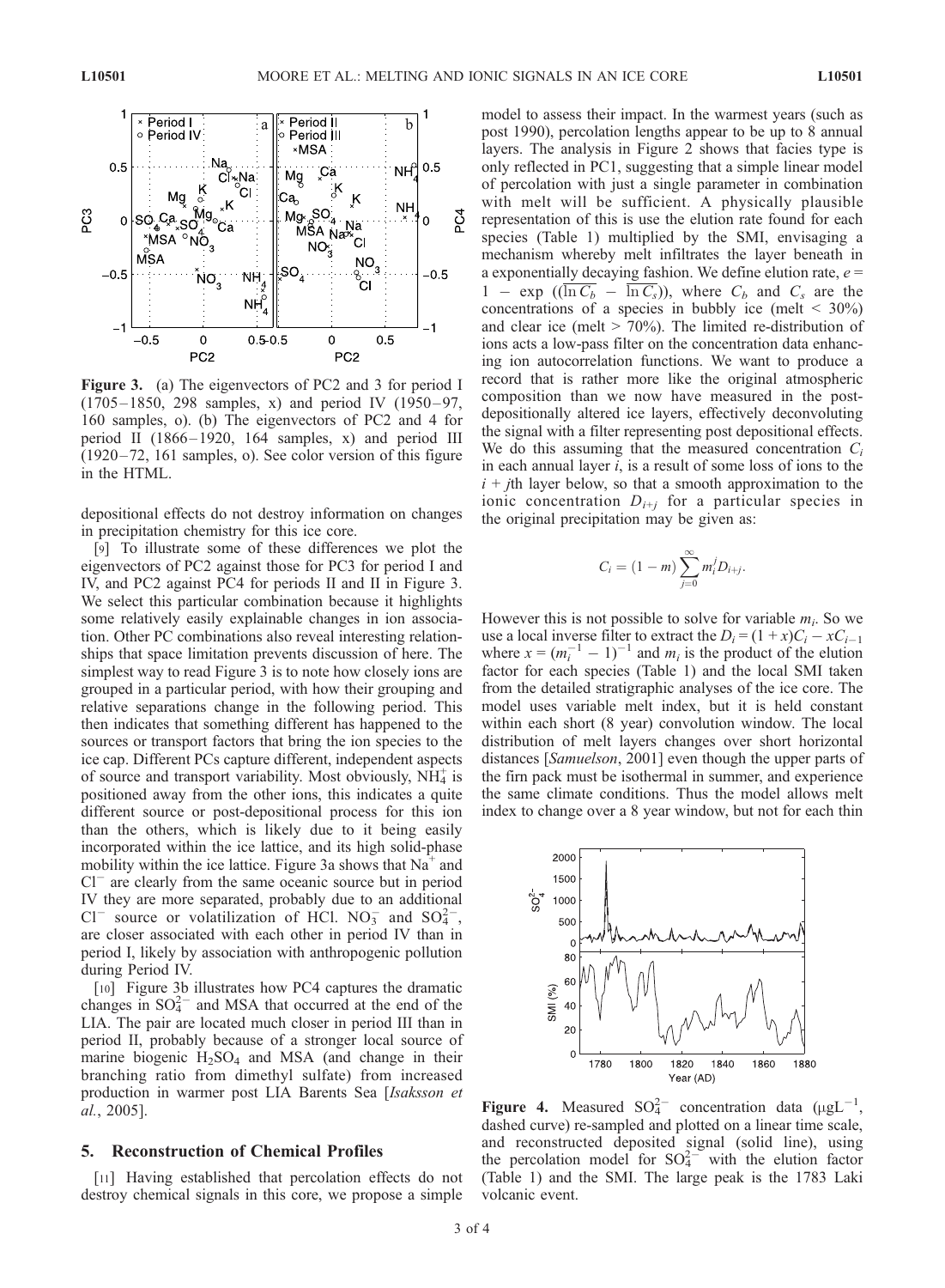Figure 3. (a) The eigenvectors of PC2 and 3 for period I (1705–1850, 298 samples, x) and period IV (1950–97, 160 samples, o). (b) The eigenvectors of PC2 and 4 for period II (1866–1920, 164 samples, x) and period III (1920–72, 161 samples, o). See color version of this figure in the HTML.

depositional effects do not destroy information on changes in precipitation chemistry for this ice core.

[9] To illustrate some of these differences we plot the eigenvectors of PC2 against those for PC3 for period I and IV, and PC2 against PC4 for periods II and II in Figure 3. We select this particular combination because it highlights some relatively easily explainable changes in ion association. Other PC combinations also reveal interesting relationships that space limitation prevents discussion of here. The simplest way to read Figure 3 is to note how closely ions are grouped in a particular period, with how their grouping and relative separations change in the following period. This then indicates that something different has happened to the sources or transport factors that bring the ion species to the ice cap. Different PCs capture different, independent aspects of source and transport variability. Most obviously, $NH_4^+$ is positioned away from the other ions, this indicates a quite different source or post-depositional process for this ion than the others, which is likely due to it being easily incorporated within the ice lattice, and its high solid-phase mobility within the ice lattice. Figure 3a shows that $Na^+$ and $Cl^-$ are clearly from the same oceanic source but in period IV they are more separated, probably due to an additional $Cl^-$ source or volatilization of HCl. $NO_3^-$ and $SO_4^{2-}$, are closer associated with each other in period IV than in period I, likely by association with anthropogenic pollution during Period IV.

[10] Figure 3b illustrates how PC4 captures the dramatic changes in $SO_4^{2-}$ and MSA that occurred at the end of the LIA. The pair are located much closer in period III than in period II, probably because of a stronger local source of marine biogenic $H_2SO_4$ and MSA (and change in their branching ratio from dimethyl sulfate) from increased production in warmer post LIA Barents Sea [*Isaksson et al.*, 2005].

## 5. Reconstruction of Chemical Profiles

[11] Having established that percolation effects do not destroy chemical signals in this core, we propose a simple model to assess their impact. In the warmest years (such as post 1990), percolation lengths appear to be up to 8 annual layers. The analysis in Figure 2 shows that facies type is only reflected in PC1, suggesting that a simple linear model of percolation with just a single parameter in combination with melt will be sufficient. A physically plausible representation of this is use the elution rate found for each species (Table 1) multiplied by the SMI, envisaging a mechanism whereby melt infiltrates the layer beneath in a exponentially decaying fashion. We define elution rate, $e = 1 - \exp\left(\left(\overline{\ln C_b} - \overline{\ln C_s}\right)\right)$, where $C_b$ and $C_s$ are the concentrations of a species in bubbly ice (melt < 30%) and clear ice (melt > 70%). The limited re-distribution of ions acts a low-pass filter on the concentration data enhancing ion autocorrelation functions. We want to produce a record that is rather more like the original atmospheric composition than we now have measured in the post-depositionally altered ice layers, effectively deconvoluting the signal with a filter representing post depositional effects. We do this assuming that the measured concentration $C_i$ in each annual layer $i$, is a result of some loss of ions to the $i + j$th layer below, so that a smooth approximation to the ionic concentration $D_{i+j}$ for a particular species in the original precipitation may be given as:

$$C_i = (1 - m) \sum_{j=0}^{\infty} m_i^j D_{i+j}.$$

However this is not possible to solve for variable $m_i$. So we use a local inverse filter to extract the $D_i = (1 + x)C_i - xC_{i-1}$ where $x = (m_i^{-1} - 1)^{-1}$ and $m_i$ is the product of the elution factor for each species (Table 1) and the local SMI taken from the detailed stratigraphic analyses of the ice core. The model uses variable melt index, but it is held constant within each short (8 year) convolution window. The local distribution of melt layers changes over short horizontal distances [*Samuelson*, 2001] even though the upper parts of the firn pack must be isothermal in summer, and experience the same climate conditions. Thus the model allows melt index to change over a 8 year window, but not for each thin

Figure 4. Measured $SO_4^{2-}$ concentration data ($\mu gL^{-1}$, dashed curve) re-sampled and plotted on a linear time scale, and reconstructed deposited signal (solid line), using the percolation model for $SO_4^{2-}$ with the elution factor (Table 1) and the SMI. The large peak is the 1783 Laki volcanic event.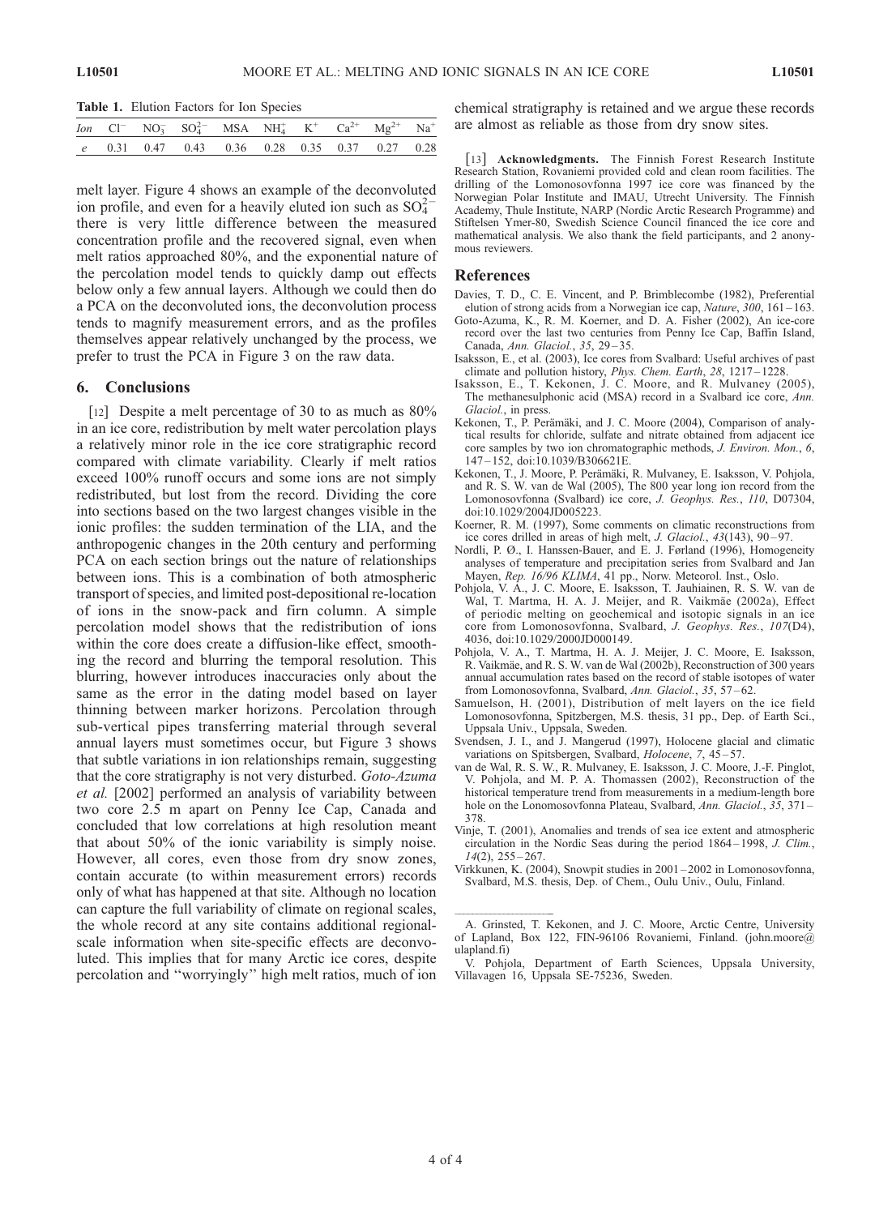**Table 1.** Elution Factors for Ion Species

| *Ion* | $Cl^-$ | $NO_3^-$ | $SO_4^{2-}$ | MSA | $NH_4^+$ | $K^+$ | $Ca^{2+}$ | $Mg^{2+}$ | $Na^+$ |
|---|---|---|---|---|---|---|---|---|---|
| *e* | 0.31 | 0.47 | 0.43 | 0.36 | 0.28 | 0.35 | 0.37 | 0.27 | 0.28 |

melt layer. Figure 4 shows an example of the deconvoluted ion profile, and even for a heavily eluted ion such as $SO_4^{2-}$ there is very little difference between the measured concentration profile and the recovered signal, even when melt ratios approached 80%, and the exponential nature of the percolation model tends to quickly damp out effects below only a few annual layers. Although we could then do a PCA on the deconvoluted ions, the deconvolution process tends to magnify measurement errors, and as the profiles themselves appear relatively unchanged by the process, we prefer to trust the PCA in Figure 3 on the raw data.

## 6. Conclusions

[12] Despite a melt percentage of 30 to as much as 80% in an ice core, redistribution by melt water percolation plays a relatively minor role in the ice core stratigraphic record compared with climate variability. Clearly if melt ratios exceed 100% runoff occurs and some ions are not simply redistributed, but lost from the record. Dividing the core into sections based on the two largest changes visible in the ionic profiles: the sudden termination of the LIA, and the anthropogenic changes in the 20th century and performing PCA on each section brings out the nature of relationships between ions. This is a combination of both atmospheric transport of species, and limited post-depositional re-location of ions in the snow-pack and firn column. A simple percolation model shows that the redistribution of ions within the core does create a diffusion-like effect, smoothing the record and blurring the temporal resolution. This blurring, however introduces inaccuracies only about the same as the error in the dating model based on layer thinning between marker horizons. Percolation through sub-vertical pipes transferring material through several annual layers must sometimes occur, but Figure 3 shows that subtle variations in ion relationships remain, suggesting that the core stratigraphy is not very disturbed. *Goto-Azuma et al.* [2002] performed an analysis of variability between two core 2.5 m apart on Penny Ice Cap, Canada and concluded that low correlations at high resolution meant that about 50% of the ionic variability is simply noise. However, all cores, even those from dry snow zones, contain accurate (to within measurement errors) records only of what has happened at that site. Although no location can capture the full variability of climate on regional scales, the whole record at any site contains additional regional-scale information when site-specific effects are deconvoluted. This implies that for many Arctic ice cores, despite percolation and "worryingly" high melt ratios, much of ion chemical stratigraphy is retained and we argue these records are almost as reliable as those from dry snow sites.

[13] **Acknowledgments.** The Finnish Forest Research Institute Research Station, Rovaniemi provided cold and clean room facilities. The drilling of the Lomonosovfonna 1997 ice core was financed by the Norwegian Polar Institute and IMAU, Utrecht University. The Finnish Academy, Thule Institute, NARP (Nordic Arctic Research Programme) and Stiftelsen Ymer-80, Swedish Science Council financed the ice core and mathematical analysis. We also thank the field participants, and 2 anonymous reviewers.

## References

Davies, T. D., C. E. Vincent, and P. Brimblecombe (1982), Preferential elution of strong acids from a Norwegian ice cap, *Nature*, *300*, 161–163.

Goto-Azuma, K., R. M. Koerner, and D. A. Fisher (2002), An ice-core record over the last two centuries from Penny Ice Cap, Baffin Island, Canada, *Ann. Glaciol.*, *35*, 29–35.

Isaksson, E., et al. (2003), Ice cores from Svalbard: Useful archives of past climate and pollution history, *Phys. Chem. Earth*, *28*, 1217–1228.

Isaksson, E., T. Kekonen, J. C. Moore, and R. Mulvaney (2005), The methanesulphonic acid (MSA) record in a Svalbard ice core, *Ann. Glaciol.*, in press.

Kekonen, T., P. Perämäki, and J. C. Moore (2004), Comparison of analytical results for chloride, sulfate and nitrate obtained from adjacent ice core samples by two ion chromatographic methods, *J. Environ. Mon.*, *6*, 147–152, doi:10.1039/B306621E.

Kekonen, T., J. Moore, P. Perämäki, R. Mulvaney, E. Isaksson, V. Pohjola, and R. S. W. van de Wal (2005), The 800 year long ion record from the Lomonosovfonna (Svalbard) ice core, *J. Geophys. Res.*, *110*, D07304, doi:10.1029/2004JD005223.

Koerner, R. M. (1997), Some comments on climatic reconstructions from ice cores drilled in areas of high melt, *J. Glaciol.*, *43*(143), 90–97.

Nordli, P. Ø., I. Hanssen-Bauer, and E. J. Førland (1996), Homogeneity analyses of temperature and precipitation series from Svalbard and Jan Mayen, *Rep. 16/96 KLIMA*, 41 pp., Norw. Meteorol. Inst., Oslo.

Pohjola, V. A., J. C. Moore, E. Isaksson, T. Jauhiainen, R. S. W. van de Wal, T. Martma, H. A. J. Meijer, and R. Vaikmäe (2002a), Effect of periodic melting on geochemical and isotopic signals in an ice core from Lomonosovfonna, Svalbard, *J. Geophys. Res.*, *107*(D4), 4036, doi:10.1029/2000JD000149.

Pohjola, V. A., T. Martma, H. A. J. Meijer, J. C. Moore, E. Isaksson, R. Vaikmäe, and R. S. W. van de Wal (2002b), Reconstruction of 300 years annual accumulation rates based on the record of stable isotopes of water from Lomonosovfonna, Svalbard, *Ann. Glaciol.*, *35*, 57–62.

Samuelson, H. (2001), Distribution of melt layers on the ice field Lomonosovfonna, Spitzbergen, M.S. thesis, 31 pp., Dep. of Earth Sci., Uppsala Univ., Uppsala, Sweden.

Svendsen, J. I., and J. Mangerud (1997), Holocene glacial and climatic variations on Spitsbergen, Svalbard, *Holocene*, *7*, 45–57.

van de Wal, R. S. W., R. Mulvaney, E. Isaksson, J. C. Moore, J.-F. Pinglot, V. Pohjola, and M. P. A. Thomassen (2002), Reconstruction of the historical temperature trend from measurements in a medium-length bore hole on the Lonomosovfonna Plateau, Svalbard, *Ann. Glaciol.*, *35*, 371–378.

Vinje, T. (2001), Anomalies and trends of sea ice extent and atmospheric circulation in the Nordic Seas during the period 1864–1998, *J. Clim.*, *14*(2), 255–267.

Virkkunen, K. (2004), Snowpit studies in 2001–2002 in Lomonosovfonna, Svalbard, M.S. thesis, Dep. of Chem., Oulu Univ., Oulu, Finland.

---

A. Grinsted, T. Kekonen, and J. C. Moore, Arctic Centre, University of Lapland, Box 122, FIN-96106 Rovaniemi, Finland. (john.moore@ulapland.fi)

V. Pohjola, Department of Earth Sciences, Uppsala University, Villavagen 16, Uppsala SE-75236, Sweden.